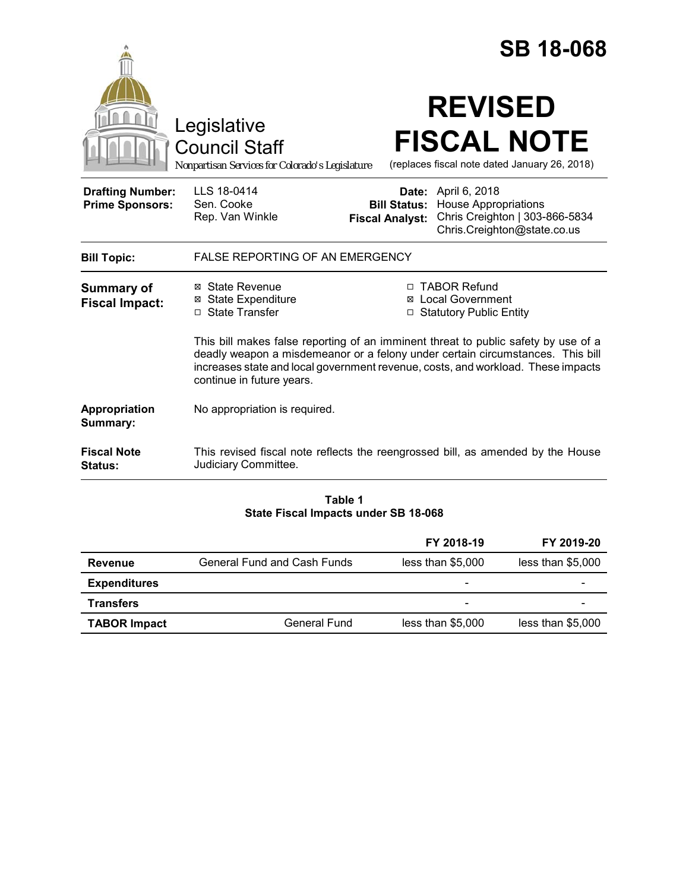# SB 18-068

Legislative Council Staff

Nonpartisan Services for Colorado's Legislature

# REVISED FISCAL NOTE

(replaces fiscal note dated January 26, 2018)

| | | | |
|---|---|---|---|
| **Drafting Number:** | LLS 18-0414 | **Date:** | April 6, 2018 |
| **Prime Sponsors:** | Sen. Cooke<br>Rep. Van Winkle | **Bill Status:** | House Appropriations |
| | | **Fiscal Analyst:** | Chris Creighton \| 303-866-5834<br>Chris.Creighton@state.co.us |

**Bill Topic:** FALSE REPORTING OF AN EMERGENCY

**Summary of Fiscal Impact:**

- ☒ State Revenue
- ☒ State Expenditure
- ☐ State Transfer
- ☐ TABOR Refund
- ☒ Local Government
- ☐ Statutory Public Entity

This bill makes false reporting of an imminent threat to public safety by use of a deadly weapon a misdemeanor or a felony under certain circumstances. This bill increases state and local government revenue, costs, and workload. These impacts continue in future years.

**Appropriation Summary:** No appropriation is required.

**Fiscal Note Status:** This revised fiscal note reflects the reengrossed bill, as amended by the House Judiciary Committee.

**Table 1**
**State Fiscal Impacts under SB 18-068**

| | | FY 2018-19 | FY 2019-20 |
|---|---|---|---|
| **Revenue** | General Fund and Cash Funds | less than $5,000 | less than $5,000 |
| **Expenditures** | | - | - |
| **Transfers** | | - | - |
| **TABOR Impact** | General Fund | less than $5,000 | less than $5,000 |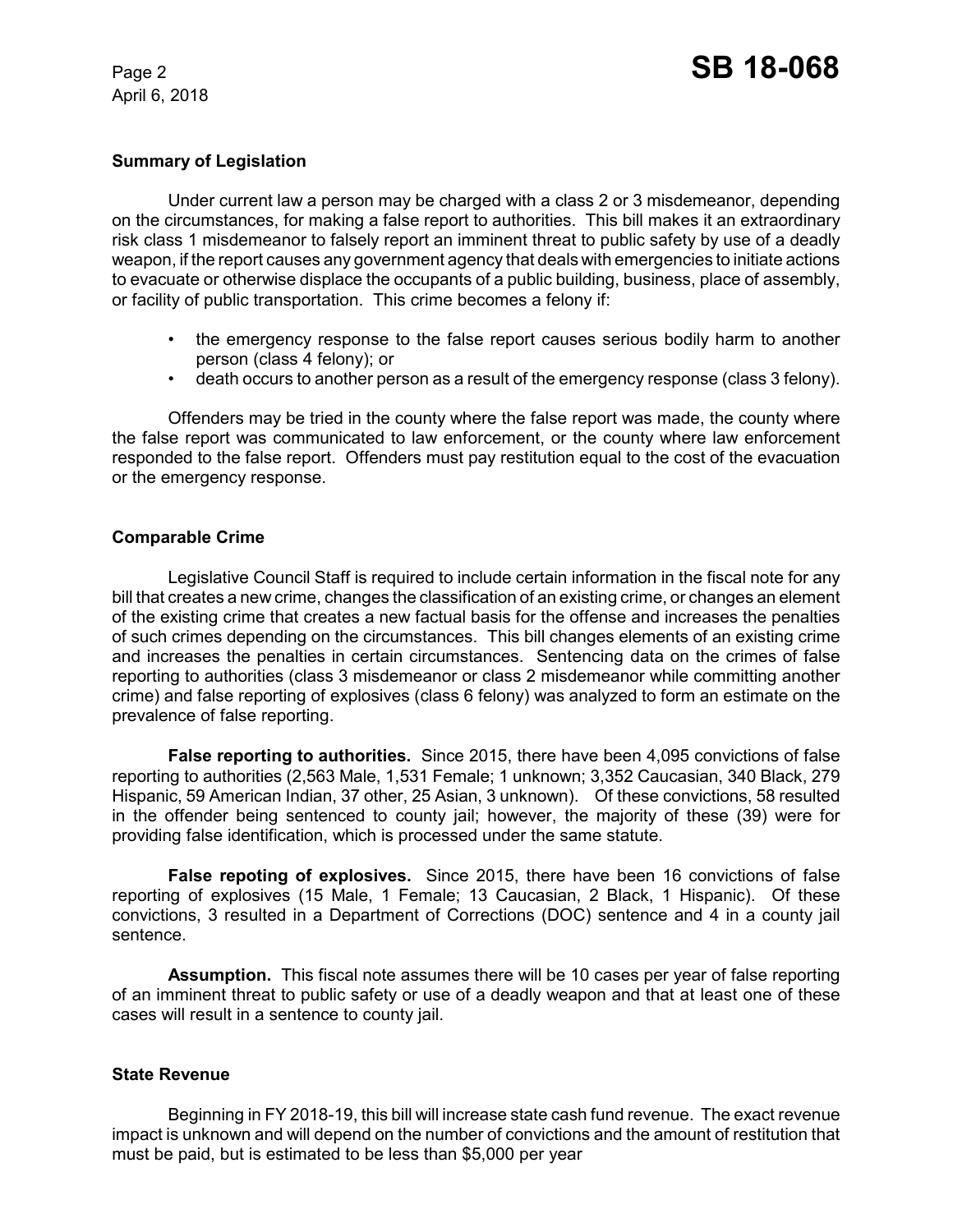### Summary of Legislation

Under current law a person may be charged with a class 2 or 3 misdemeanor, depending on the circumstances, for making a false report to authorities. This bill makes it an extraordinary risk class 1 misdemeanor to falsely report an imminent threat to public safety by use of a deadly weapon, if the report causes any government agency that deals with emergencies to initiate actions to evacuate or otherwise displace the occupants of a public building, business, place of assembly, or facility of public transportation. This crime becomes a felony if:

- the emergency response to the false report causes serious bodily harm to another person (class 4 felony); or
- death occurs to another person as a result of the emergency response (class 3 felony).

Offenders may be tried in the county where the false report was made, the county where the false report was communicated to law enforcement, or the county where law enforcement responded to the false report. Offenders must pay restitution equal to the cost of the evacuation or the emergency response.

### Comparable Crime

Legislative Council Staff is required to include certain information in the fiscal note for any bill that creates a new crime, changes the classification of an existing crime, or changes an element of the existing crime that creates a new factual basis for the offense and increases the penalties of such crimes depending on the circumstances. This bill changes elements of an existing crime and increases the penalties in certain circumstances. Sentencing data on the crimes of false reporting to authorities (class 3 misdemeanor or class 2 misdemeanor while committing another crime) and false reporting of explosives (class 6 felony) was analyzed to form an estimate on the prevalence of false reporting.

**False reporting to authorities.** Since 2015, there have been 4,095 convictions of false reporting to authorities (2,563 Male, 1,531 Female; 1 unknown; 3,352 Caucasian, 340 Black, 279 Hispanic, 59 American Indian, 37 other, 25 Asian, 3 unknown). Of these convictions, 58 resulted in the offender being sentenced to county jail; however, the majority of these (39) were for providing false identification, which is processed under the same statute.

**False repoting of explosives.** Since 2015, there have been 16 convictions of false reporting of explosives (15 Male, 1 Female; 13 Caucasian, 2 Black, 1 Hispanic). Of these convictions, 3 resulted in a Department of Corrections (DOC) sentence and 4 in a county jail sentence.

**Assumption.** This fiscal note assumes there will be 10 cases per year of false reporting of an imminent threat to public safety or use of a deadly weapon and that at least one of these cases will result in a sentence to county jail.

### State Revenue

Beginning in FY 2018-19, this bill will increase state cash fund revenue. The exact revenue impact is unknown and will depend on the number of convictions and the amount of restitution that must be paid, but is estimated to be less than $5,000 per year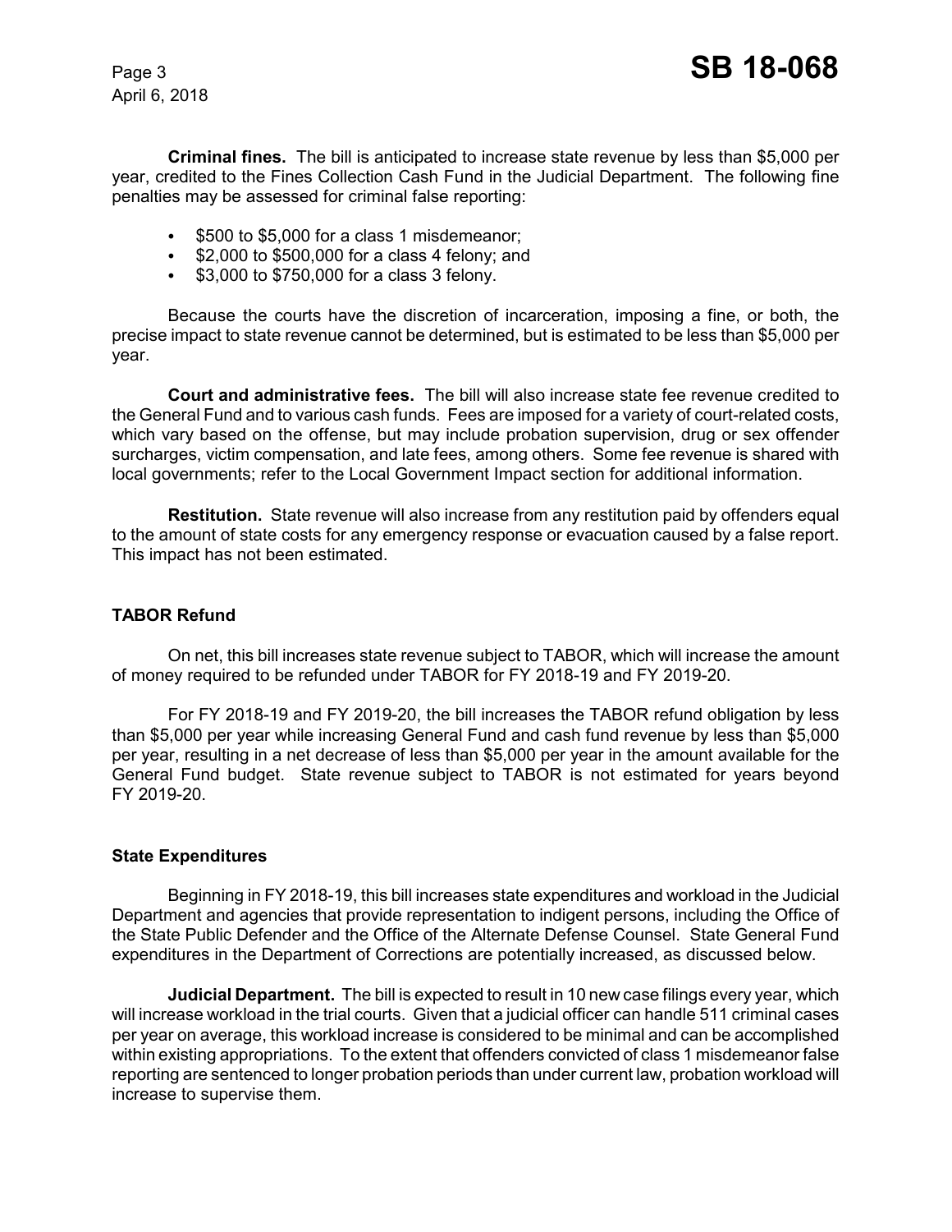**Criminal fines.** The bill is anticipated to increase state revenue by less than $5,000 per year, credited to the Fines Collection Cash Fund in the Judicial Department. The following fine penalties may be assessed for criminal false reporting:

- $500 to $5,000 for a class 1 misdemeanor;
- $2,000 to $500,000 for a class 4 felony; and
- $3,000 to $750,000 for a class 3 felony.

Because the courts have the discretion of incarceration, imposing a fine, or both, the precise impact to state revenue cannot be determined, but is estimated to be less than $5,000 per year.

**Court and administrative fees.** The bill will also increase state fee revenue credited to the General Fund and to various cash funds. Fees are imposed for a variety of court-related costs, which vary based on the offense, but may include probation supervision, drug or sex offender surcharges, victim compensation, and late fees, among others. Some fee revenue is shared with local governments; refer to the Local Government Impact section for additional information.

**Restitution.** State revenue will also increase from any restitution paid by offenders equal to the amount of state costs for any emergency response or evacuation caused by a false report. This impact has not been estimated.

### TABOR Refund

On net, this bill increases state revenue subject to TABOR, which will increase the amount of money required to be refunded under TABOR for FY 2018-19 and FY 2019-20.

For FY 2018-19 and FY 2019-20, the bill increases the TABOR refund obligation by less than $5,000 per year while increasing General Fund and cash fund revenue by less than $5,000 per year, resulting in a net decrease of less than $5,000 per year in the amount available for the General Fund budget. State revenue subject to TABOR is not estimated for years beyond FY 2019-20.

### State Expenditures

Beginning in FY 2018-19, this bill increases state expenditures and workload in the Judicial Department and agencies that provide representation to indigent persons, including the Office of the State Public Defender and the Office of the Alternate Defense Counsel. State General Fund expenditures in the Department of Corrections are potentially increased, as discussed below.

**Judicial Department.** The bill is expected to result in 10 new case filings every year, which will increase workload in the trial courts. Given that a judicial officer can handle 511 criminal cases per year on average, this workload increase is considered to be minimal and can be accomplished within existing appropriations. To the extent that offenders convicted of class 1 misdemeanor false reporting are sentenced to longer probation periods than under current law, probation workload will increase to supervise them.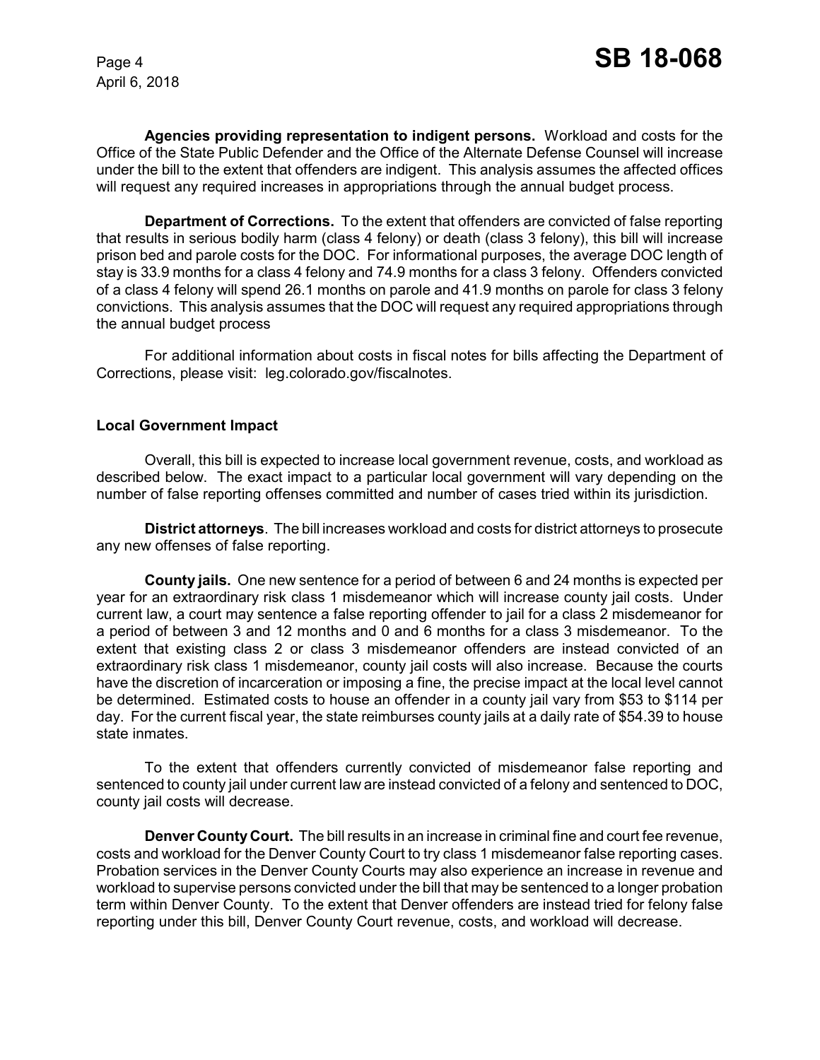**Agencies providing representation to indigent persons.** Workload and costs for the Office of the State Public Defender and the Office of the Alternate Defense Counsel will increase under the bill to the extent that offenders are indigent. This analysis assumes the affected offices will request any required increases in appropriations through the annual budget process.

**Department of Corrections.** To the extent that offenders are convicted of false reporting that results in serious bodily harm (class 4 felony) or death (class 3 felony), this bill will increase prison bed and parole costs for the DOC. For informational purposes, the average DOC length of stay is 33.9 months for a class 4 felony and 74.9 months for a class 3 felony. Offenders convicted of a class 4 felony will spend 26.1 months on parole and 41.9 months on parole for class 3 felony convictions. This analysis assumes that the DOC will request any required appropriations through the annual budget process

For additional information about costs in fiscal notes for bills affecting the Department of Corrections, please visit: leg.colorado.gov/fiscalnotes.

### Local Government Impact

Overall, this bill is expected to increase local government revenue, costs, and workload as described below. The exact impact to a particular local government will vary depending on the number of false reporting offenses committed and number of cases tried within its jurisdiction.

**District attorneys**. The bill increases workload and costs for district attorneys to prosecute any new offenses of false reporting.

**County jails.** One new sentence for a period of between 6 and 24 months is expected per year for an extraordinary risk class 1 misdemeanor which will increase county jail costs. Under current law, a court may sentence a false reporting offender to jail for a class 2 misdemeanor for a period of between 3 and 12 months and 0 and 6 months for a class 3 misdemeanor. To the extent that existing class 2 or class 3 misdemeanor offenders are instead convicted of an extraordinary risk class 1 misdemeanor, county jail costs will also increase. Because the courts have the discretion of incarceration or imposing a fine, the precise impact at the local level cannot be determined. Estimated costs to house an offender in a county jail vary from $53 to $114 per day. For the current fiscal year, the state reimburses county jails at a daily rate of $54.39 to house state inmates.

To the extent that offenders currently convicted of misdemeanor false reporting and sentenced to county jail under current law are instead convicted of a felony and sentenced to DOC, county jail costs will decrease.

**Denver County Court.** The bill results in an increase in criminal fine and court fee revenue, costs and workload for the Denver County Court to try class 1 misdemeanor false reporting cases. Probation services in the Denver County Courts may also experience an increase in revenue and workload to supervise persons convicted under the bill that may be sentenced to a longer probation term within Denver County. To the extent that Denver offenders are instead tried for felony false reporting under this bill, Denver County Court revenue, costs, and workload will decrease.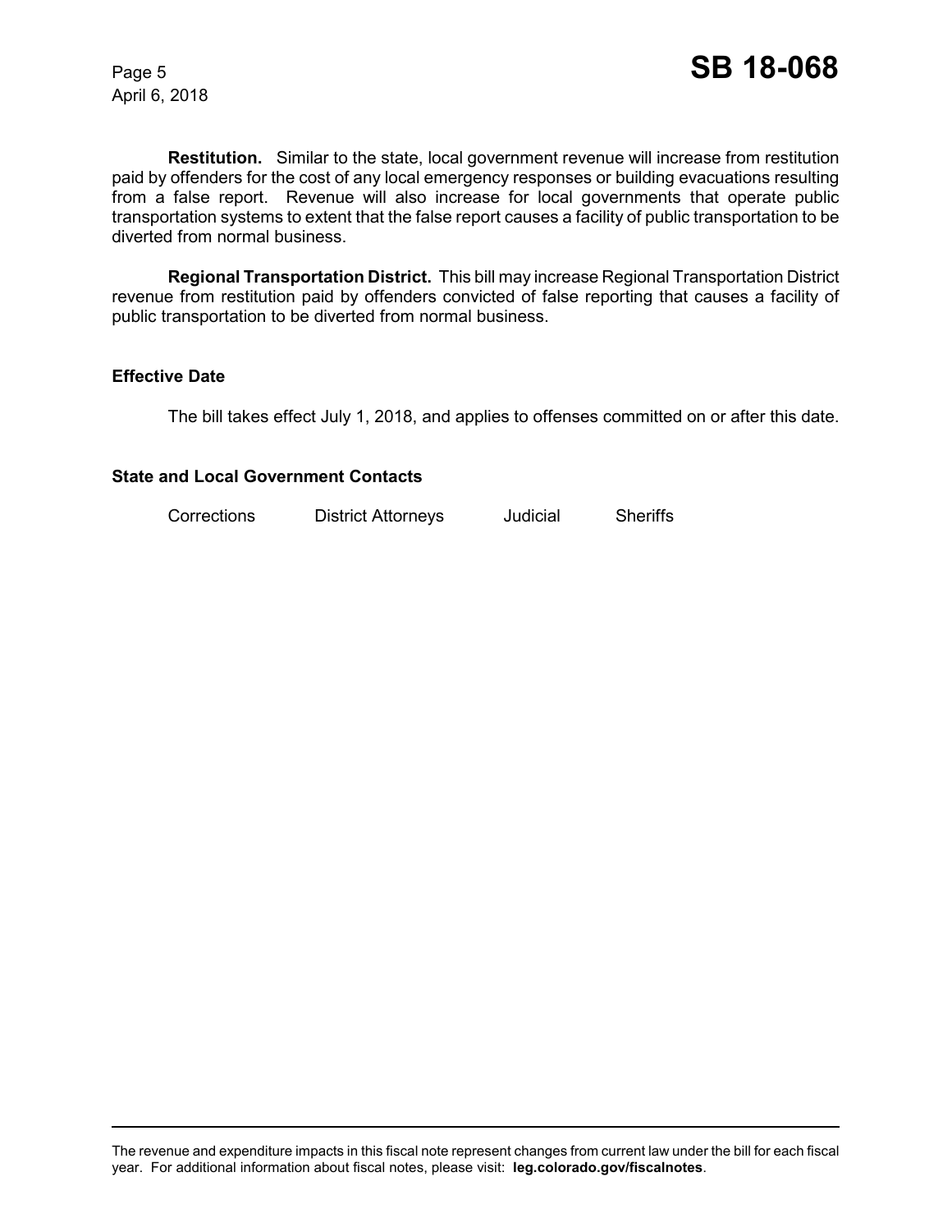**Restitution.** Similar to the state, local government revenue will increase from restitution paid by offenders for the cost of any local emergency responses or building evacuations resulting from a false report. Revenue will also increase for local governments that operate public transportation systems to extent that the false report causes a facility of public transportation to be diverted from normal business.

**Regional Transportation District.** This bill may increase Regional Transportation District revenue from restitution paid by offenders convicted of false reporting that causes a facility of public transportation to be diverted from normal business.

### Effective Date

The bill takes effect July 1, 2018, and applies to offenses committed on or after this date.

### State and Local Government Contacts

Corrections    District Attorneys    Judicial    Sheriffs

The revenue and expenditure impacts in this fiscal note represent changes from current law under the bill for each fiscal year. For additional information about fiscal notes, please visit: **leg.colorado.gov/fiscalnotes**.